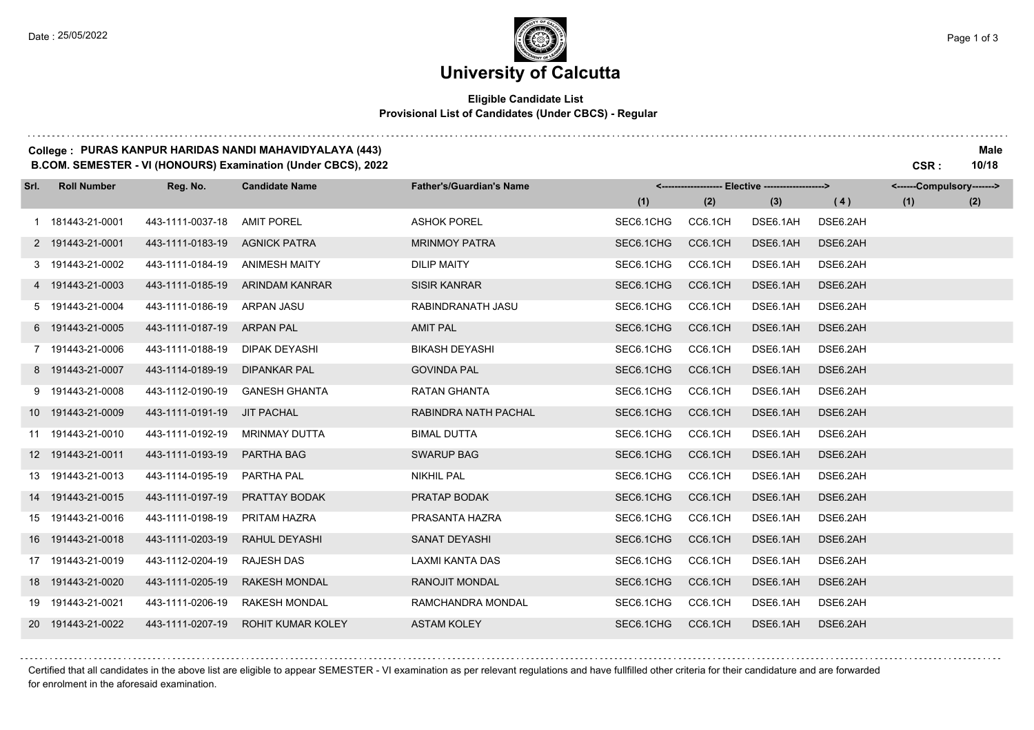Date : 25/05/2022

# University of Calcutta

**Eligible Candidate List**
**Provisional List of Candidates (Under CBCS) - Regular**

**College : PURAS KANPUR HARIDAS NANDI MAHAVIDYALAYA (443)** — **Male**
**B.COM. SEMESTER - VI (HONOURS) Examination (Under CBCS), 2022** — **CSR : 10/18**

| Srl. | Roll Number | Reg. No. | Candidate Name | Father's/Guardian's Name | Elective (1) | Elective (2) | Elective (3) | Elective (4) | Compulsory (1) | Compulsory (2) |
|---|---|---|---|---|---|---|---|---|---|---|
| 1 | 181443-21-0001 | 443-1111-0037-18 | AMIT POREL | ASHOK POREL | SEC6.1CHG | CC6.1CH | DSE6.1AH | DSE6.2AH | | |
| 2 | 191443-21-0001 | 443-1111-0183-19 | AGNICK PATRA | MRINMOY PATRA | SEC6.1CHG | CC6.1CH | DSE6.1AH | DSE6.2AH | | |
| 3 | 191443-21-0002 | 443-1111-0184-19 | ANIMESH MAITY | DILIP MAITY | SEC6.1CHG | CC6.1CH | DSE6.1AH | DSE6.2AH | | |
| 4 | 191443-21-0003 | 443-1111-0185-19 | ARINDAM KANRAR | SISIR KANRAR | SEC6.1CHG | CC6.1CH | DSE6.1AH | DSE6.2AH | | |
| 5 | 191443-21-0004 | 443-1111-0186-19 | ARPAN JASU | RABINDRANATH JASU | SEC6.1CHG | CC6.1CH | DSE6.1AH | DSE6.2AH | | |
| 6 | 191443-21-0005 | 443-1111-0187-19 | ARPAN PAL | AMIT PAL | SEC6.1CHG | CC6.1CH | DSE6.1AH | DSE6.2AH | | |
| 7 | 191443-21-0006 | 443-1111-0188-19 | DIPAK DEYASHI | BIKASH DEYASHI | SEC6.1CHG | CC6.1CH | DSE6.1AH | DSE6.2AH | | |
| 8 | 191443-21-0007 | 443-1114-0189-19 | DIPANKAR PAL | GOVINDA PAL | SEC6.1CHG | CC6.1CH | DSE6.1AH | DSE6.2AH | | |
| 9 | 191443-21-0008 | 443-1112-0190-19 | GANESH GHANTA | RATAN GHANTA | SEC6.1CHG | CC6.1CH | DSE6.1AH | DSE6.2AH | | |
| 10 | 191443-21-0009 | 443-1111-0191-19 | JIT PACHAL | RABINDRA NATH PACHAL | SEC6.1CHG | CC6.1CH | DSE6.1AH | DSE6.2AH | | |
| 11 | 191443-21-0010 | 443-1111-0192-19 | MRINMAY DUTTA | BIMAL DUTTA | SEC6.1CHG | CC6.1CH | DSE6.1AH | DSE6.2AH | | |
| 12 | 191443-21-0011 | 443-1111-0193-19 | PARTHA BAG | SWARUP BAG | SEC6.1CHG | CC6.1CH | DSE6.1AH | DSE6.2AH | | |
| 13 | 191443-21-0013 | 443-1114-0195-19 | PARTHA PAL | NIKHIL PAL | SEC6.1CHG | CC6.1CH | DSE6.1AH | DSE6.2AH | | |
| 14 | 191443-21-0015 | 443-1111-0197-19 | PRATTAY BODAK | PRATAP BODAK | SEC6.1CHG | CC6.1CH | DSE6.1AH | DSE6.2AH | | |
| 15 | 191443-21-0016 | 443-1111-0198-19 | PRITAM HAZRA | PRASANTA HAZRA | SEC6.1CHG | CC6.1CH | DSE6.1AH | DSE6.2AH | | |
| 16 | 191443-21-0018 | 443-1111-0203-19 | RAHUL DEYASHI | SANAT DEYASHI | SEC6.1CHG | CC6.1CH | DSE6.1AH | DSE6.2AH | | |
| 17 | 191443-21-0019 | 443-1112-0204-19 | RAJESH DAS | LAXMI KANTA DAS | SEC6.1CHG | CC6.1CH | DSE6.1AH | DSE6.2AH | | |
| 18 | 191443-21-0020 | 443-1111-0205-19 | RAKESH MONDAL | RANOJIT MONDAL | SEC6.1CHG | CC6.1CH | DSE6.1AH | DSE6.2AH | | |
| 19 | 191443-21-0021 | 443-1111-0206-19 | RAKESH MONDAL | RAMCHANDRA MONDAL | SEC6.1CHG | CC6.1CH | DSE6.1AH | DSE6.2AH | | |
| 20 | 191443-21-0022 | 443-1111-0207-19 | ROHIT KUMAR KOLEY | ASTAM KOLEY | SEC6.1CHG | CC6.1CH | DSE6.1AH | DSE6.2AH | | |

Certified that all candidates in the above list are eligible to appear SEMESTER - VI examination as per relevant regulations and have fullfilled other criteria for their candidature and are forwarded for enrolment in the aforesaid examination.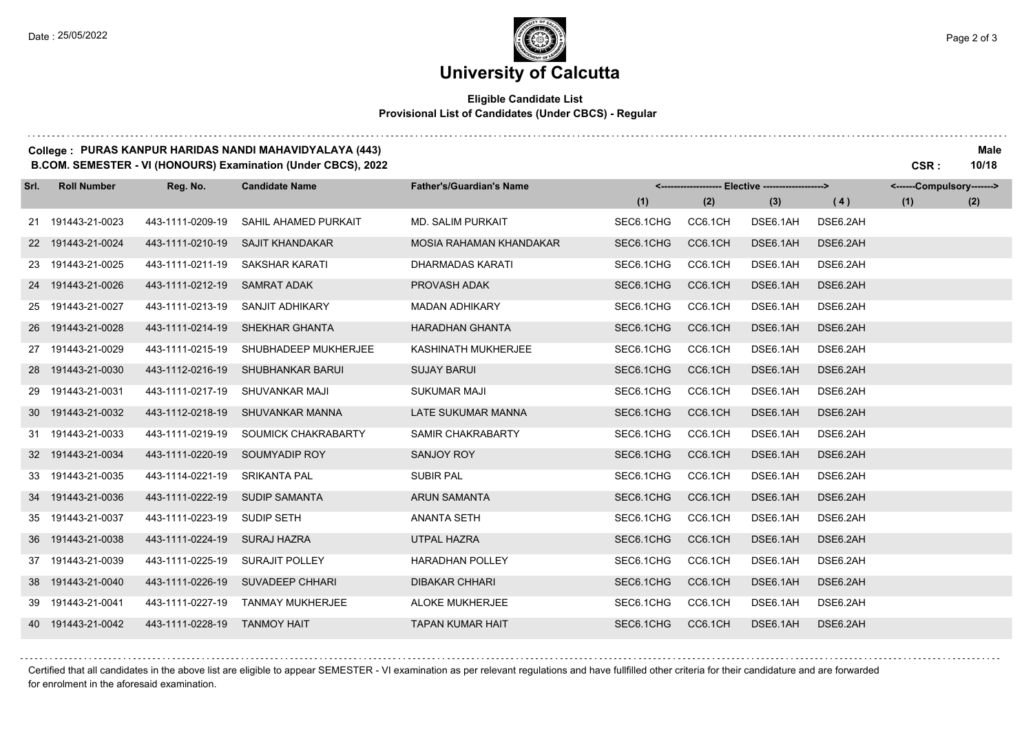# University of Calcutta

**Eligible Candidate List**
**Provisional List of Candidates (Under CBCS) - Regular**

**College : PURAS KANPUR HARIDAS NANDI MAHAVIDYALAYA (443)** **Male**
**B.COM. SEMESTER - VI (HONOURS) Examination (Under CBCS), 2022** **CSR : 10/18**

| Srl. | Roll Number | Reg. No. | Candidate Name | Father's/Guardian's Name | <------------------- Elective -------------------> | | | | <------Compulsory-------> | |
|---|---|---|---|---|---|---|---|---|---|---|
| | | | | | (1) | (2) | (3) | (4) | (1) | (2) |
| 21 | 191443-21-0023 | 443-1111-0209-19 | SAHIL AHAMED PURKAIT | MD. SALIM PURKAIT | SEC6.1CHG | CC6.1CH | DSE6.1AH | DSE6.2AH | | |
| 22 | 191443-21-0024 | 443-1111-0210-19 | SAJIT KHANDAKAR | MOSIA RAHAMAN KHANDAKAR | SEC6.1CHG | CC6.1CH | DSE6.1AH | DSE6.2AH | | |
| 23 | 191443-21-0025 | 443-1111-0211-19 | SAKSHAR KARATI | DHARMADAS KARATI | SEC6.1CHG | CC6.1CH | DSE6.1AH | DSE6.2AH | | |
| 24 | 191443-21-0026 | 443-1111-0212-19 | SAMRAT ADAK | PROVASH ADAK | SEC6.1CHG | CC6.1CH | DSE6.1AH | DSE6.2AH | | |
| 25 | 191443-21-0027 | 443-1111-0213-19 | SANJIT ADHIKARY | MADAN ADHIKARY | SEC6.1CHG | CC6.1CH | DSE6.1AH | DSE6.2AH | | |
| 26 | 191443-21-0028 | 443-1111-0214-19 | SHEKHAR GHANTA | HARADHAN GHANTA | SEC6.1CHG | CC6.1CH | DSE6.1AH | DSE6.2AH | | |
| 27 | 191443-21-0029 | 443-1111-0215-19 | SHUBHADEEP MUKHERJEE | KASHINATH MUKHERJEE | SEC6.1CHG | CC6.1CH | DSE6.1AH | DSE6.2AH | | |
| 28 | 191443-21-0030 | 443-1112-0216-19 | SHUBHANKAR BARUI | SUJAY BARUI | SEC6.1CHG | CC6.1CH | DSE6.1AH | DSE6.2AH | | |
| 29 | 191443-21-0031 | 443-1111-0217-19 | SHUVANKAR MAJI | SUKUMAR MAJI | SEC6.1CHG | CC6.1CH | DSE6.1AH | DSE6.2AH | | |
| 30 | 191443-21-0032 | 443-1112-0218-19 | SHUVANKAR MANNA | LATE SUKUMAR MANNA | SEC6.1CHG | CC6.1CH | DSE6.1AH | DSE6.2AH | | |
| 31 | 191443-21-0033 | 443-1111-0219-19 | SOUMICK CHAKRABARTY | SAMIR CHAKRABARTY | SEC6.1CHG | CC6.1CH | DSE6.1AH | DSE6.2AH | | |
| 32 | 191443-21-0034 | 443-1111-0220-19 | SOUMYADIP ROY | SANJOY ROY | SEC6.1CHG | CC6.1CH | DSE6.1AH | DSE6.2AH | | |
| 33 | 191443-21-0035 | 443-1114-0221-19 | SRIKANTA PAL | SUBIR PAL | SEC6.1CHG | CC6.1CH | DSE6.1AH | DSE6.2AH | | |
| 34 | 191443-21-0036 | 443-1111-0222-19 | SUDIP SAMANTA | ARUN SAMANTA | SEC6.1CHG | CC6.1CH | DSE6.1AH | DSE6.2AH | | |
| 35 | 191443-21-0037 | 443-1111-0223-19 | SUDIP SETH | ANANTA SETH | SEC6.1CHG | CC6.1CH | DSE6.1AH | DSE6.2AH | | |
| 36 | 191443-21-0038 | 443-1111-0224-19 | SURAJ HAZRA | UTPAL HAZRA | SEC6.1CHG | CC6.1CH | DSE6.1AH | DSE6.2AH | | |
| 37 | 191443-21-0039 | 443-1111-0225-19 | SURAJIT POLLEY | HARADHAN POLLEY | SEC6.1CHG | CC6.1CH | DSE6.1AH | DSE6.2AH | | |
| 38 | 191443-21-0040 | 443-1111-0226-19 | SUVADEEP CHHARI | DIBAKAR CHHARI | SEC6.1CHG | CC6.1CH | DSE6.1AH | DSE6.2AH | | |
| 39 | 191443-21-0041 | 443-1111-0227-19 | TANMAY MUKHERJEE | ALOKE MUKHERJEE | SEC6.1CHG | CC6.1CH | DSE6.1AH | DSE6.2AH | | |
| 40 | 191443-21-0042 | 443-1111-0228-19 | TANMOY HAIT | TAPAN KUMAR HAIT | SEC6.1CHG | CC6.1CH | DSE6.1AH | DSE6.2AH | | |

Certified that all candidates in the above list are eligible to appear SEMESTER - VI examination as per relevant regulations and have fullfilled other criteria for their candidature and are forwarded for enrolment in the aforesaid examination.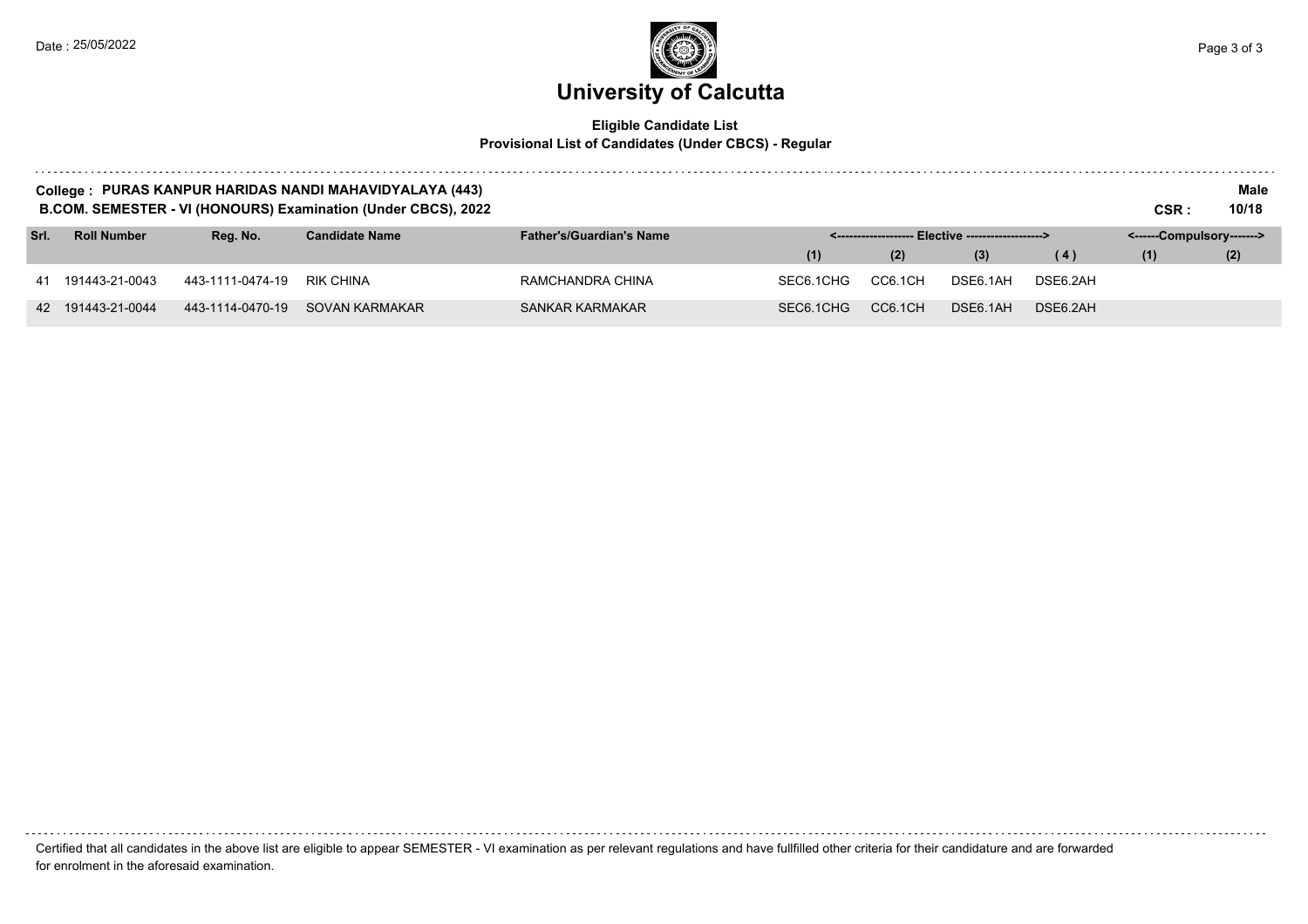# University of Calcutta

**Eligible Candidate List**
**Provisional List of Candidates (Under CBCS) - Regular**

**College : PURAS KANPUR HARIDAS NANDI MAHAVIDYALAYA (443)** — **Male**
**B.COM. SEMESTER - VI (HONOURS) Examination (Under CBCS), 2022** — **CSR : 10/18**

| Srl. | Roll Number | Reg. No. | Candidate Name | Father's/Guardian's Name | <------------------- Elective -------------------> | | | | <------Compulsory-------> | |
|---|---|---|---|---|---|---|---|---|---|---|
| | | | | | (1) | (2) | (3) | (4) | (1) | (2) |
| 41 | 191443-21-0043 | 443-1111-0474-19 | RIK CHINA | RAMCHANDRA CHINA | SEC6.1CHG | CC6.1CH | DSE6.1AH | DSE6.2AH | | |
| 42 | 191443-21-0044 | 443-1114-0470-19 | SOVAN KARMAKAR | SANKAR KARMAKAR | SEC6.1CHG | CC6.1CH | DSE6.1AH | DSE6.2AH | | |

Certified that all candidates in the above list are eligible to appear SEMESTER - VI examination as per relevant regulations and have fullfilled other criteria for their candidature and are forwarded for enrolment in the aforesaid examination.